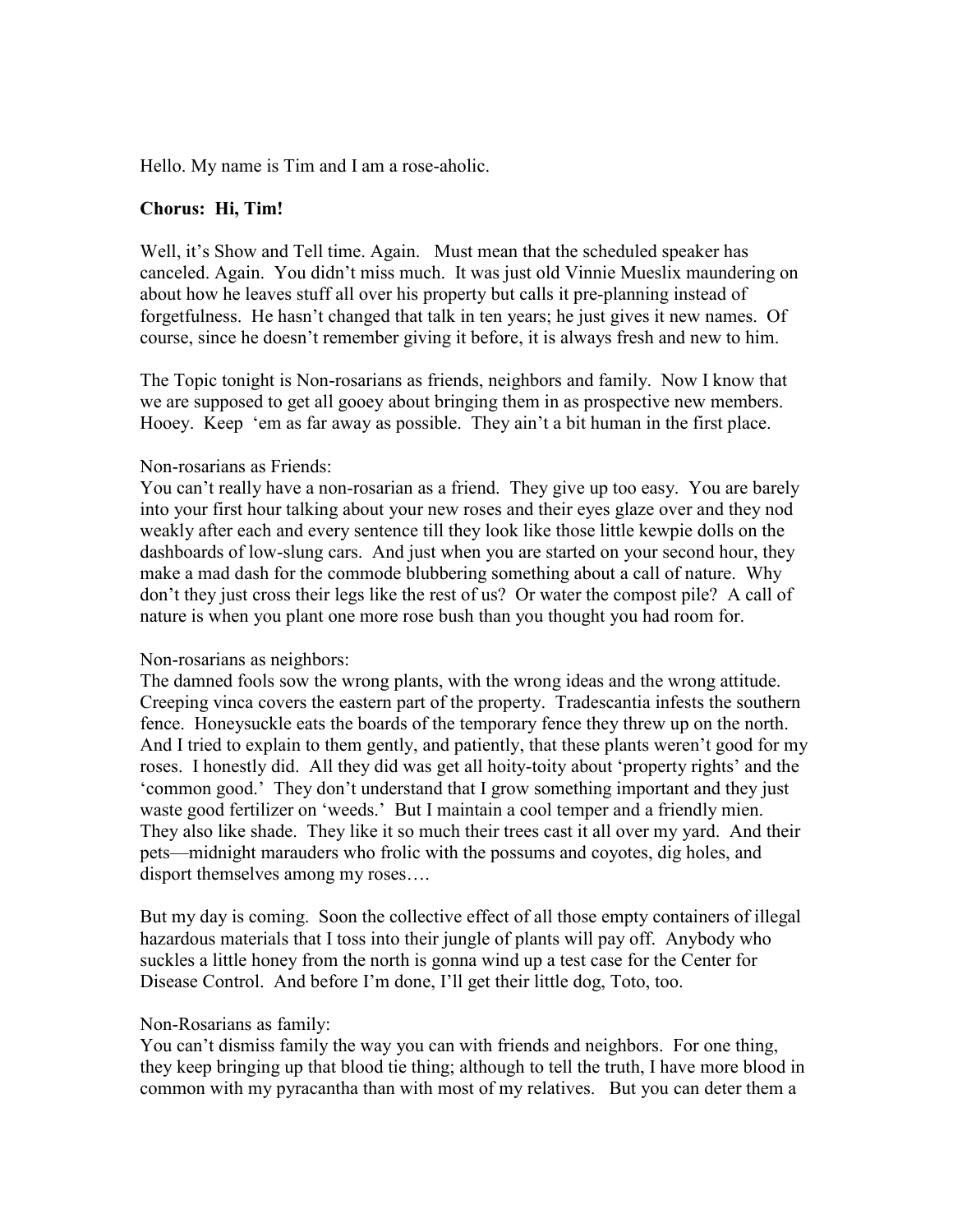Hello. My name is Tim and I am a rose-aholic.

**Chorus: Hi, Tim!**

Well, it's Show and Tell time. Again. Must mean that the scheduled speaker has canceled. Again. You didn't miss much. It was just old Vinnie Mueslix maundering on about how he leaves stuff all over his property but calls it pre-planning instead of forgetfulness. He hasn't changed that talk in ten years; he just gives it new names. Of course, since he doesn't remember giving it before, it is always fresh and new to him.

The Topic tonight is Non-rosarians as friends, neighbors and family. Now I know that we are supposed to get all gooey about bringing them in as prospective new members. Hooey. Keep 'em as far away as possible. They ain't a bit human in the first place.

Non-rosarians as Friends:
You can't really have a non-rosarian as a friend. They give up too easy. You are barely into your first hour talking about your new roses and their eyes glaze over and they nod weakly after each and every sentence till they look like those little kewpie dolls on the dashboards of low-slung cars. And just when you are started on your second hour, they make a mad dash for the commode blubbering something about a call of nature. Why don't they just cross their legs like the rest of us? Or water the compost pile? A call of nature is when you plant one more rose bush than you thought you had room for.

Non-rosarians as neighbors:
The damned fools sow the wrong plants, with the wrong ideas and the wrong attitude. Creeping vinca covers the eastern part of the property. Tradescantia infests the southern fence. Honeysuckle eats the boards of the temporary fence they threw up on the north. And I tried to explain to them gently, and patiently, that these plants weren't good for my roses. I honestly did. All they did was get all hoity-toity about 'property rights' and the 'common good.' They don't understand that I grow something important and they just waste good fertilizer on 'weeds.' But I maintain a cool temper and a friendly mien. They also like shade. They like it so much their trees cast it all over my yard. And their pets—midnight marauders who frolic with the possums and coyotes, dig holes, and disport themselves among my roses….

But my day is coming. Soon the collective effect of all those empty containers of illegal hazardous materials that I toss into their jungle of plants will pay off. Anybody who suckles a little honey from the north is gonna wind up a test case for the Center for Disease Control. And before I'm done, I'll get their little dog, Toto, too.

Non-Rosarians as family:
You can't dismiss family the way you can with friends and neighbors. For one thing, they keep bringing up that blood tie thing; although to tell the truth, I have more blood in common with my pyracantha than with most of my relatives. But you can deter them a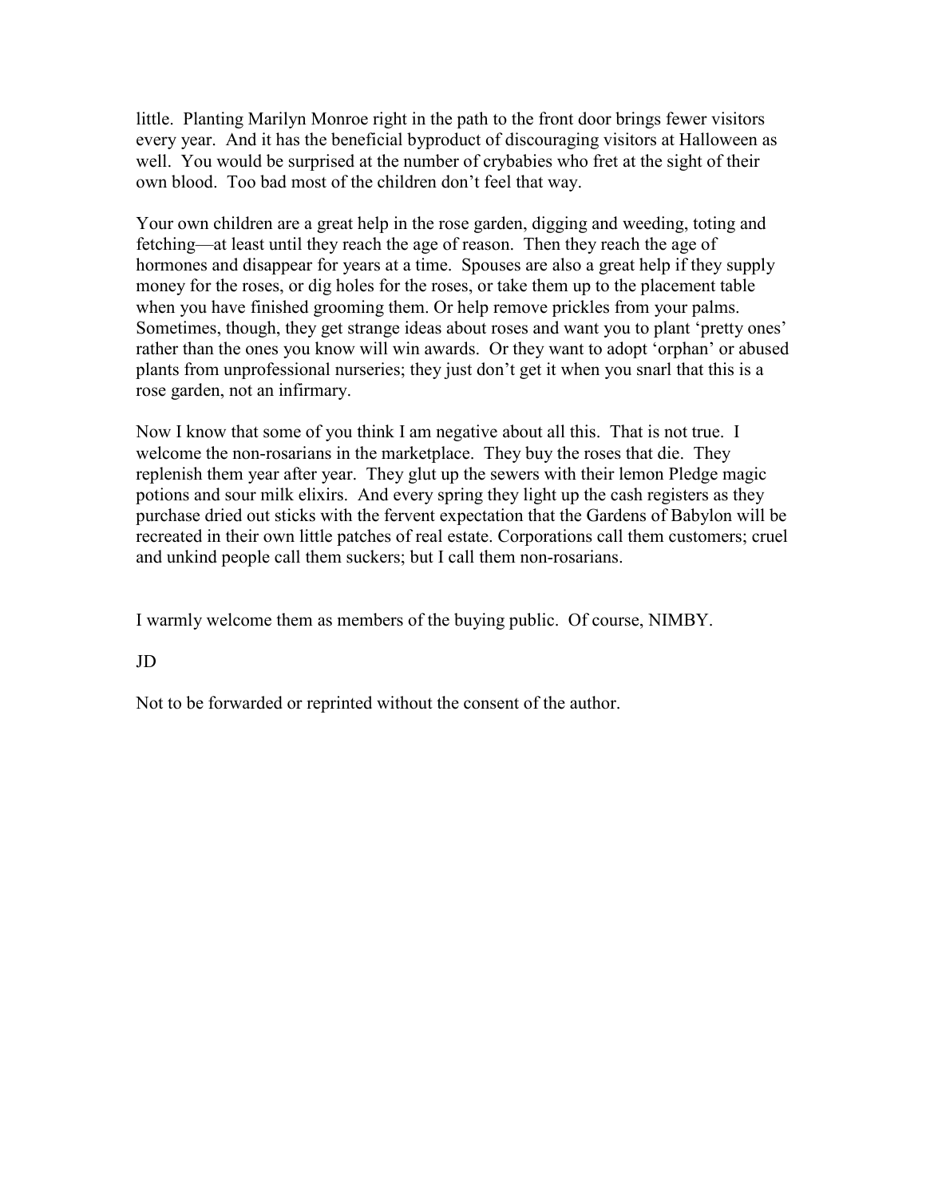little. Planting Marilyn Monroe right in the path to the front door brings fewer visitors every year. And it has the beneficial byproduct of discouraging visitors at Halloween as well. You would be surprised at the number of crybabies who fret at the sight of their own blood. Too bad most of the children don't feel that way.

Your own children are a great help in the rose garden, digging and weeding, toting and fetching—at least until they reach the age of reason. Then they reach the age of hormones and disappear for years at a time. Spouses are also a great help if they supply money for the roses, or dig holes for the roses, or take them up to the placement table when you have finished grooming them. Or help remove prickles from your palms. Sometimes, though, they get strange ideas about roses and want you to plant 'pretty ones' rather than the ones you know will win awards. Or they want to adopt 'orphan' or abused plants from unprofessional nurseries; they just don't get it when you snarl that this is a rose garden, not an infirmary.

Now I know that some of you think I am negative about all this. That is not true. I welcome the non-rosarians in the marketplace. They buy the roses that die. They replenish them year after year. They glut up the sewers with their lemon Pledge magic potions and sour milk elixirs. And every spring they light up the cash registers as they purchase dried out sticks with the fervent expectation that the Gardens of Babylon will be recreated in their own little patches of real estate. Corporations call them customers; cruel and unkind people call them suckers; but I call them non-rosarians.

I warmly welcome them as members of the buying public. Of course, NIMBY.

JD

Not to be forwarded or reprinted without the consent of the author.